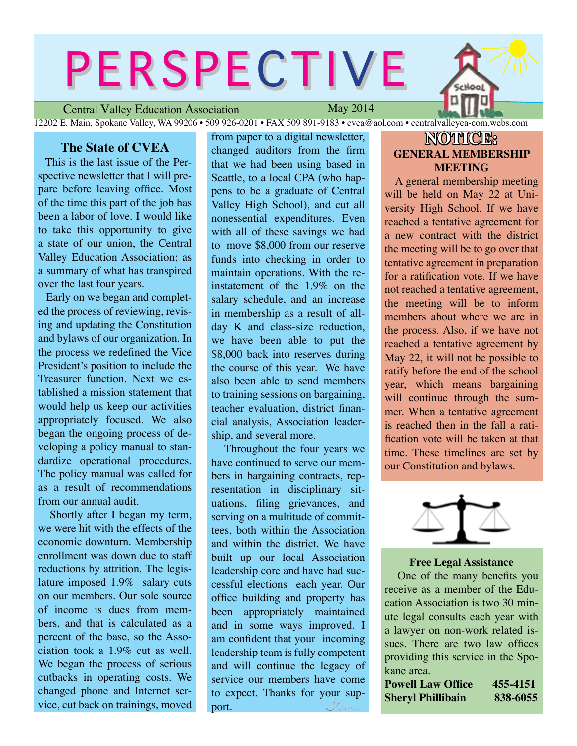# PERSPECTIVE

Central Valley Education Association — May 2014

12202 E. Main, Spokane Valley, WA 99206 • 509 926-0201 • FAX 509 891-9183 • cvea@aol.com • centralvalleyea-com.webs.com

## The State of CVEA

This is the last issue of the Perspective newsletter that I will prepare before leaving office. Most of the time this part of the job has been a labor of love. I would like to take this opportunity to give a state of our union, the Central Valley Education Association; as a summary of what has transpired over the last four years.

Early on we began and completed the process of reviewing, revising and updating the Constitution and bylaws of our organization. In the process we redefined the Vice President's position to include the Treasurer function. Next we established a mission statement that would help us keep our activities appropriately focused. We also began the ongoing process of developing a policy manual to standardize operational procedures. The policy manual was called for as a result of recommendations from our annual audit.

Shortly after I began my term, we were hit with the effects of the economic downturn. Membership enrollment was down due to staff reductions by attrition. The legislature imposed 1.9% salary cuts on our members. Our sole source of income is dues from members, and that is calculated as a percent of the base, so the Association took a 1.9% cut as well. We began the process of serious cutbacks in operating costs. We changed phone and Internet service, cut back on trainings, moved from paper to a digital newsletter, changed auditors from the firm that we had been using based in Seattle, to a local CPA (who happens to be a graduate of Central Valley High School), and cut all nonessential expenditures. Even with all of these savings we had to move $8,000 from our reserve funds into checking in order to maintain operations. With the reinstatement of the 1.9% on the salary schedule, and an increase in membership as a result of all-day K and class-size reduction, we have been able to put the $8,000 back into reserves during the course of this year. We have also been able to send members to training sessions on bargaining, teacher evaluation, district financial analysis, Association leadership, and several more.

Throughout the four years we have continued to serve our members in bargaining contracts, representation in disciplinary situations, filing grievances, and serving on a multitude of committees, both within the Association and within the district. We have built up our local Association leadership core and have had successful elections each year. Our office building and property has been appropriately maintained and in some ways improved. I am confident that your incoming leadership team is fully competent and will continue the legacy of service our members have come to expect. Thanks for your support.

## NOTICE:
### GENERAL MEMBERSHIP MEETING

A general membership meeting will be held on May 22 at University High School. If we have reached a tentative agreement for a new contract with the district the meeting will be to go over that tentative agreement in preparation for a ratification vote. If we have not reached a tentative agreement, the meeting will be to inform members about where we are in the process. Also, if we have not reached a tentative agreement by May 22, it will not be possible to ratify before the end of the school year, which means bargaining will continue through the summer. When a tentative agreement is reached then in the fall a ratification vote will be taken at that time. These timelines are set by our Constitution and bylaws.

### Free Legal Assistance

One of the many benefits you receive as a member of the Education Association is two 30 minute legal consults each year with a lawyer on non-work related issues. There are two law offices providing this service in the Spokane area.

**Powell Law Office** 455-4151
**Sheryl Phillibain** 838-6055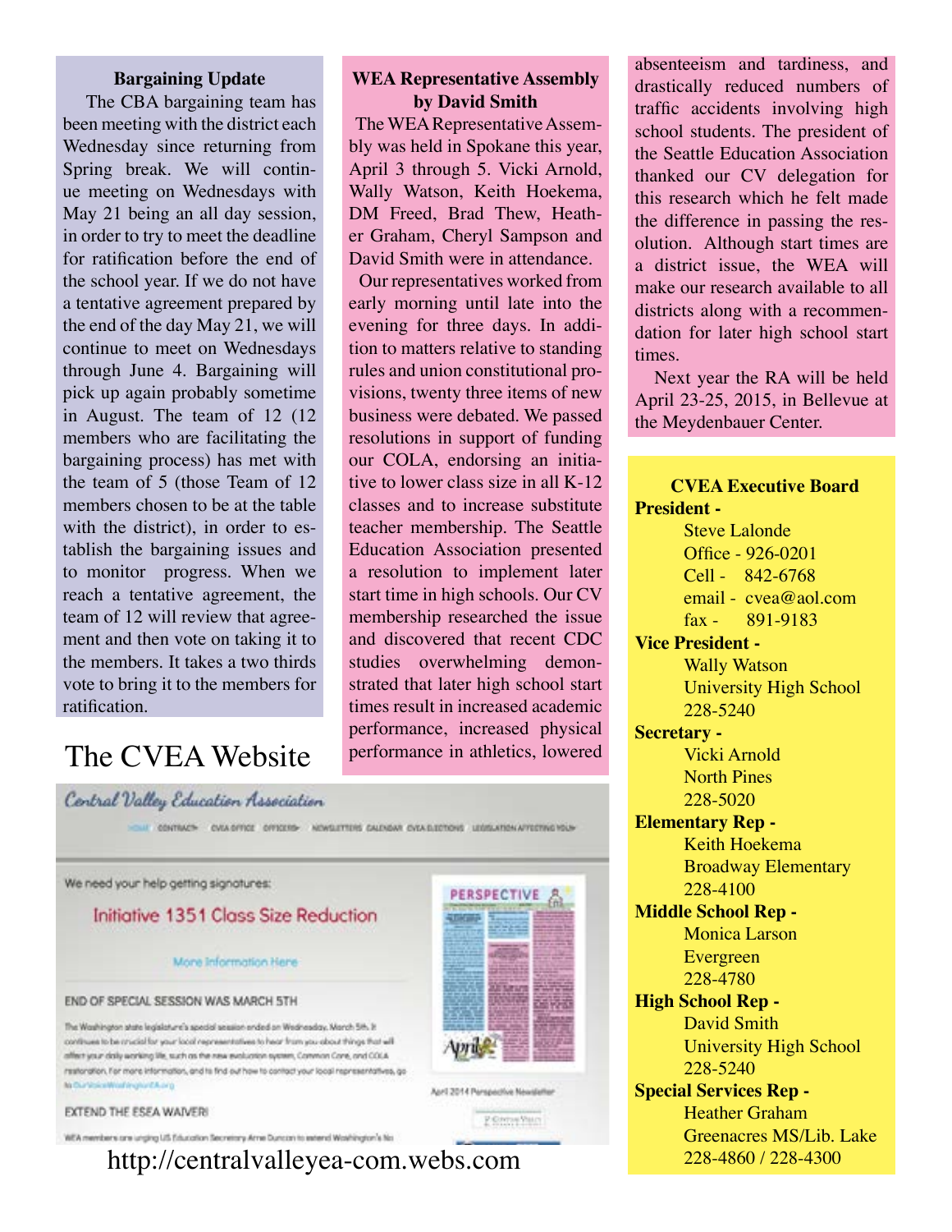## Bargaining Update

The CBA bargaining team has been meeting with the district each Wednesday since returning from Spring break. We will continue meeting on Wednesdays with May 21 being an all day session, in order to try to meet the deadline for ratification before the end of the school year. If we do not have a tentative agreement prepared by the end of the day May 21, we will continue to meet on Wednesdays through June 4. Bargaining will pick up again probably sometime in August. The team of 12 (12 members who are facilitating the bargaining process) has met with the team of 5 (those Team of 12 members chosen to be at the table with the district), in order to establish the bargaining issues and to monitor progress. When we reach a tentative agreement, the team of 12 will review that agreement and then vote on taking it to the members. It takes a two thirds vote to bring it to the members for ratification.

## WEA Representative Assembly by David Smith

The WEA Representative Assembly was held in Spokane this year, April 3 through 5. Vicki Arnold, Wally Watson, Keith Hoekema, DM Freed, Brad Thew, Heather Graham, Cheryl Sampson and David Smith were in attendance.

Our representatives worked from early morning until late into the evening for three days. In addition to matters relative to standing rules and union constitutional provisions, twenty three items of new business were debated. We passed resolutions in support of funding our COLA, endorsing an initiative to lower class size in all K-12 classes and to increase substitute teacher membership. The Seattle Education Association presented a resolution to implement later start time in high schools. Our CV membership researched the issue and discovered that recent CDC studies overwhelming demonstrated that later high school start times result in increased academic performance, increased physical performance in athletics, lowered absenteeism and tardiness, and drastically reduced numbers of traffic accidents involving high school students. The president of the Seattle Education Association thanked our CV delegation for this research which he felt made the difference in passing the resolution. Although start times are a district issue, the WEA will make our research available to all districts along with a recommendation for later high school start times.

Next year the RA will be held April 23-25, 2015, in Bellevue at the Meydenbauer Center.

## The CVEA Website

http://centralvalleyea-com.webs.com

## CVEA Executive Board

**President -**
Steve Lalonde
Office - 926-0201
Cell - 842-6768
email - cvea@aol.com
fax - 891-9183

**Vice President -**
Wally Watson
University High School
228-5240

**Secretary -**
Vicki Arnold
North Pines
228-5020

**Elementary Rep -**
Keith Hoekema
Broadway Elementary
228-4100

**Middle School Rep -**
Monica Larson
Evergreen
228-4780

**High School Rep -**
David Smith
University High School
228-5240

**Special Services Rep -**
Heather Graham
Greenacres MS/Lib. Lake
228-4860 / 228-4300